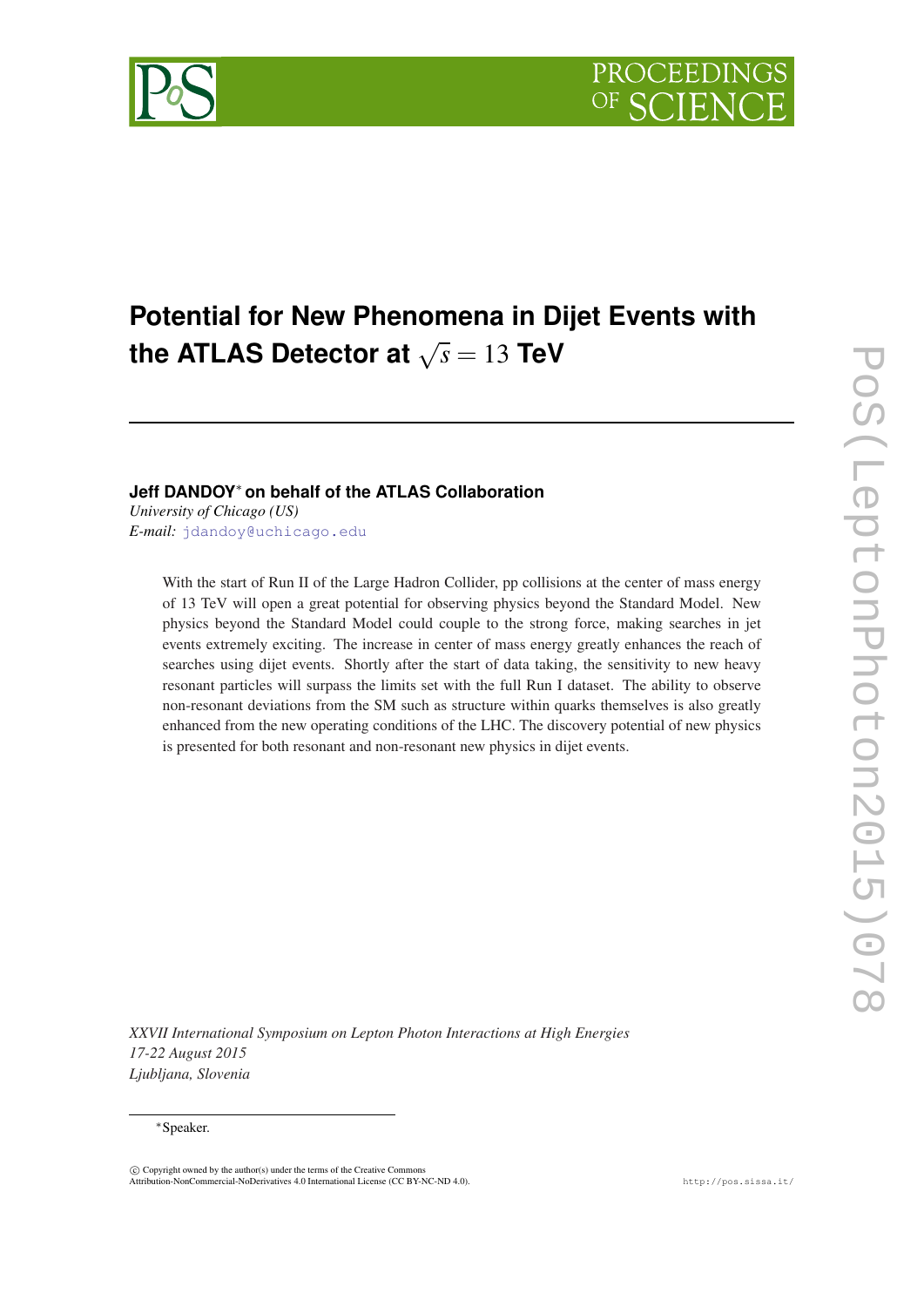# Potential for New Phenomena in Dijet Events with the ATLAS Detector at $\sqrt{s} = 13$ TeV

**Jeff DANDOY*[*] on behalf of the ATLAS Collaboration**

*University of Chicago (US)*

*E-mail:* jdandoy@uchicago.edu

With the start of Run II of the Large Hadron Collider, pp collisions at the center of mass energy of 13 TeV will open a great potential for observing physics beyond the Standard Model. New physics beyond the Standard Model could couple to the strong force, making searches in jet events extremely exciting. The increase in center of mass energy greatly enhances the reach of searches using dijet events. Shortly after the start of data taking, the sensitivity to new heavy resonant particles will surpass the limits set with the full Run I dataset. The ability to observe non-resonant deviations from the SM such as structure within quarks themselves is also greatly enhanced from the new operating conditions of the LHC. The discovery potential of new physics is presented for both resonant and non-resonant new physics in dijet events.

*XXVII International Symposium on Lepton Photon Interactions at High Energies*
*17-22 August 2015*
*Ljubljana, Slovenia*

[*] Speaker.

© Copyright owned by the author(s) under the terms of the Creative Commons Attribution-NonCommercial-NoDerivatives 4.0 International License (CC BY-NC-ND 4.0).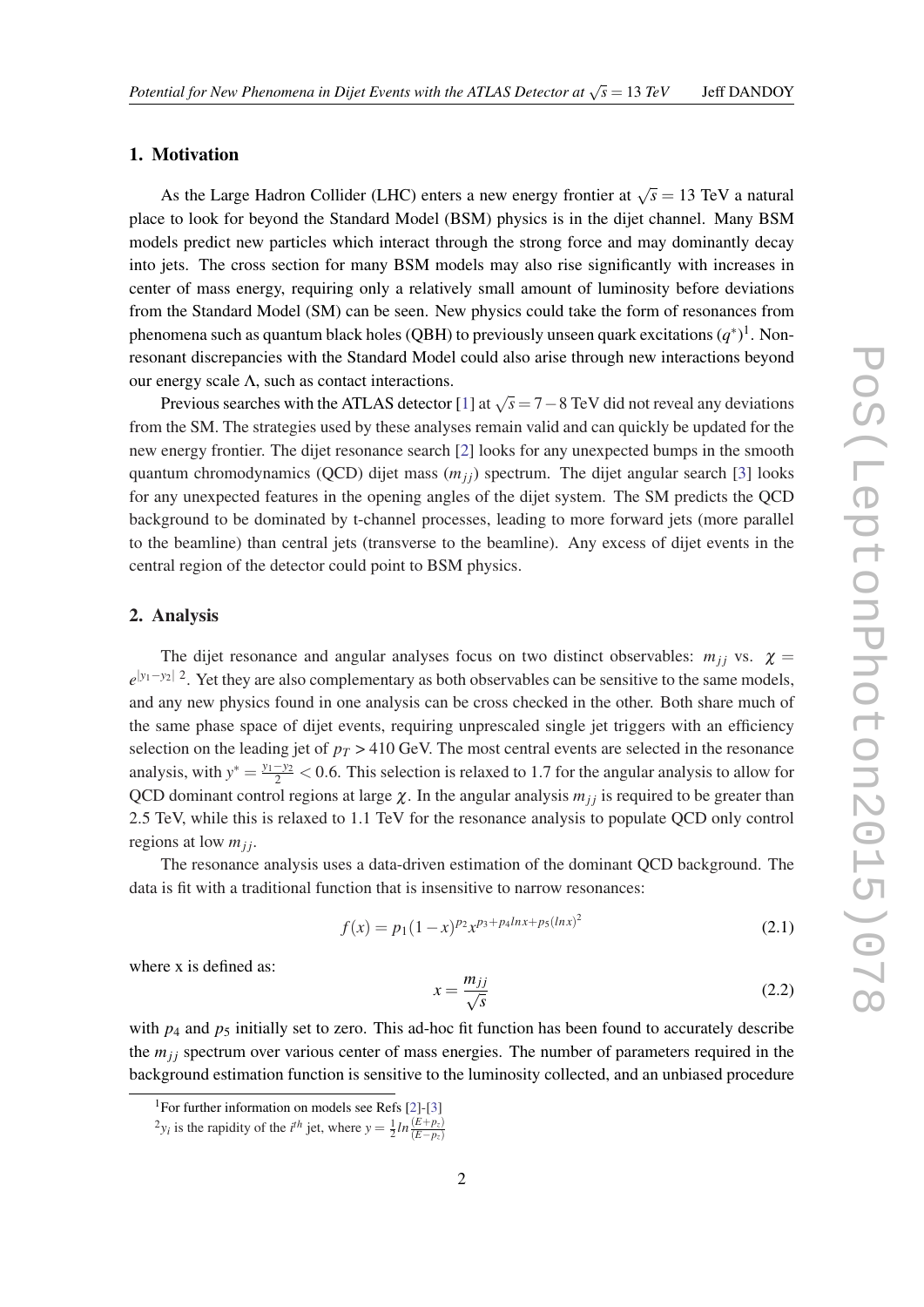## 1. Motivation

As the Large Hadron Collider (LHC) enters a new energy frontier at $\sqrt{s} = 13$ TeV a natural place to look for beyond the Standard Model (BSM) physics is in the dijet channel. Many BSM models predict new particles which interact through the strong force and may dominantly decay into jets. The cross section for many BSM models may also rise significantly with increases in center of mass energy, requiring only a relatively small amount of luminosity before deviations from the Standard Model (SM) can be seen. New physics could take the form of resonances from phenomena such as quantum black holes (QBH) to previously unseen quark excitations ($q^*$)[1]. Non-resonant discrepancies with the Standard Model could also arise through new interactions beyond our energy scale $\Lambda$, such as contact interactions.

Previous searches with the ATLAS detector [1] at $\sqrt{s} = 7-8$ TeV did not reveal any deviations from the SM. The strategies used by these analyses remain valid and can quickly be updated for the new energy frontier. The dijet resonance search [2] looks for any unexpected bumps in the smooth quantum chromodynamics (QCD) dijet mass ($m_{jj}$) spectrum. The dijet angular search [3] looks for any unexpected features in the opening angles of the dijet system. The SM predicts the QCD background to be dominated by t-channel processes, leading to more forward jets (more parallel to the beamline) than central jets (transverse to the beamline). Any excess of dijet events in the central region of the detector could point to BSM physics.

## 2. Analysis

The dijet resonance and angular analyses focus on two distinct observables: $m_{jj}$ vs. $\chi = e^{|y_1-y_2|}$ [2]. Yet they are also complementary as both observables can be sensitive to the same models, and any new physics found in one analysis can be cross checked in the other. Both share much of the same phase space of dijet events, requiring unprescaled single jet triggers with an efficiency selection on the leading jet of $p_T > 410$ GeV. The most central events are selected in the resonance analysis, with $y^* = \frac{y_1-y_2}{2} < 0.6$. This selection is relaxed to 1.7 for the angular analysis to allow for QCD dominant control regions at large $\chi$. In the angular analysis $m_{jj}$ is required to be greater than 2.5 TeV, while this is relaxed to 1.1 TeV for the resonance analysis to populate QCD only control regions at low $m_{jj}$.

The resonance analysis uses a data-driven estimation of the dominant QCD background. The data is fit with a traditional function that is insensitive to narrow resonances:

$$f(x) = p_1(1-x)^{p_2}x^{p_3+p_4 \ln x+p_5(\ln x)^2} \tag{2.1}$$

where x is defined as:

$$x = \frac{m_{jj}}{\sqrt{s}} \tag{2.2}$$

with $p_4$ and $p_5$ initially set to zero. This ad-hoc fit function has been found to accurately describe the $m_{jj}$ spectrum over various center of mass energies. The number of parameters required in the background estimation function is sensitive to the luminosity collected, and an unbiased procedure

[1] For further information on models see Refs [2]-[3]

[2] $y_i$ is the rapidity of the $i^{th}$ jet, where $y = \frac{1}{2} \ln \frac{(E+p_z)}{(E-p_z)}$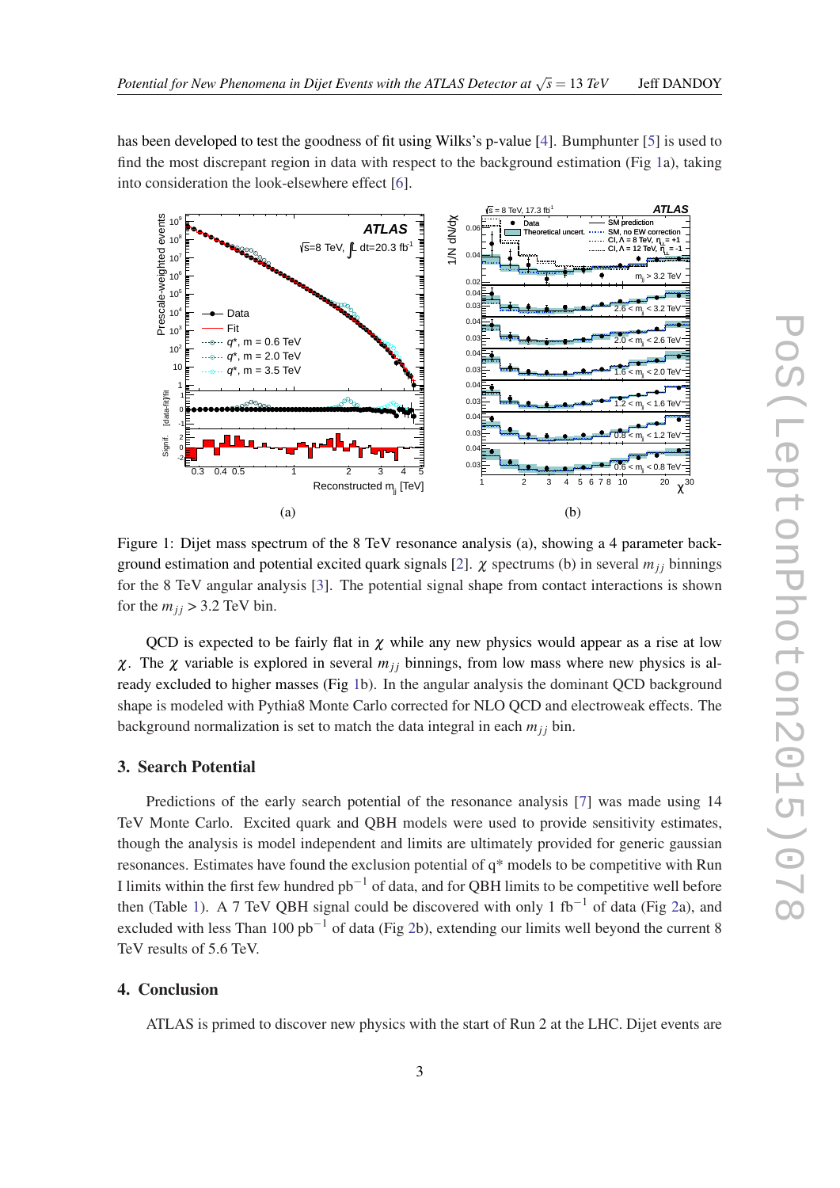has been developed to test the goodness of fit using Wilks's p-value [4]. Bumphunter [5] is used to find the most discrepant region in data with respect to the background estimation (Fig 1a), taking into consideration the look-elsewhere effect [6].

Figure 1: Dijet mass spectrum of the 8 TeV resonance analysis (a), showing a 4 parameter background estimation and potential excited quark signals [2]. $\chi$ spectrums (b) in several $m_{jj}$ binnings for the 8 TeV angular analysis [3]. The potential signal shape from contact interactions is shown for the $m_{jj} > 3.2$ TeV bin.

QCD is expected to be fairly flat in $\chi$ while any new physics would appear as a rise at low $\chi$. The $\chi$ variable is explored in several $m_{jj}$ binnings, from low mass where new physics is already excluded to higher masses (Fig 1b). In the angular analysis the dominant QCD background shape is modeled with Pythia8 Monte Carlo corrected for NLO QCD and electroweak effects. The background normalization is set to match the data integral in each $m_{jj}$ bin.

## 3. Search Potential

Predictions of the early search potential of the resonance analysis [7] was made using 14 TeV Monte Carlo. Excited quark and QBH models were used to provide sensitivity estimates, though the analysis is model independent and limits are ultimately provided for generic gaussian resonances. Estimates have found the exclusion potential of q* models to be competitive with Run I limits within the first few hundred pb$^{-1}$ of data, and for QBH limits to be competitive well before then (Table 1). A 7 TeV QBH signal could be discovered with only 1 fb$^{-1}$ of data (Fig 2a), and excluded with less Than 100 pb$^{-1}$ of data (Fig 2b), extending our limits well beyond the current 8 TeV results of 5.6 TeV.

## 4. Conclusion

ATLAS is primed to discover new physics with the start of Run 2 at the LHC. Dijet events are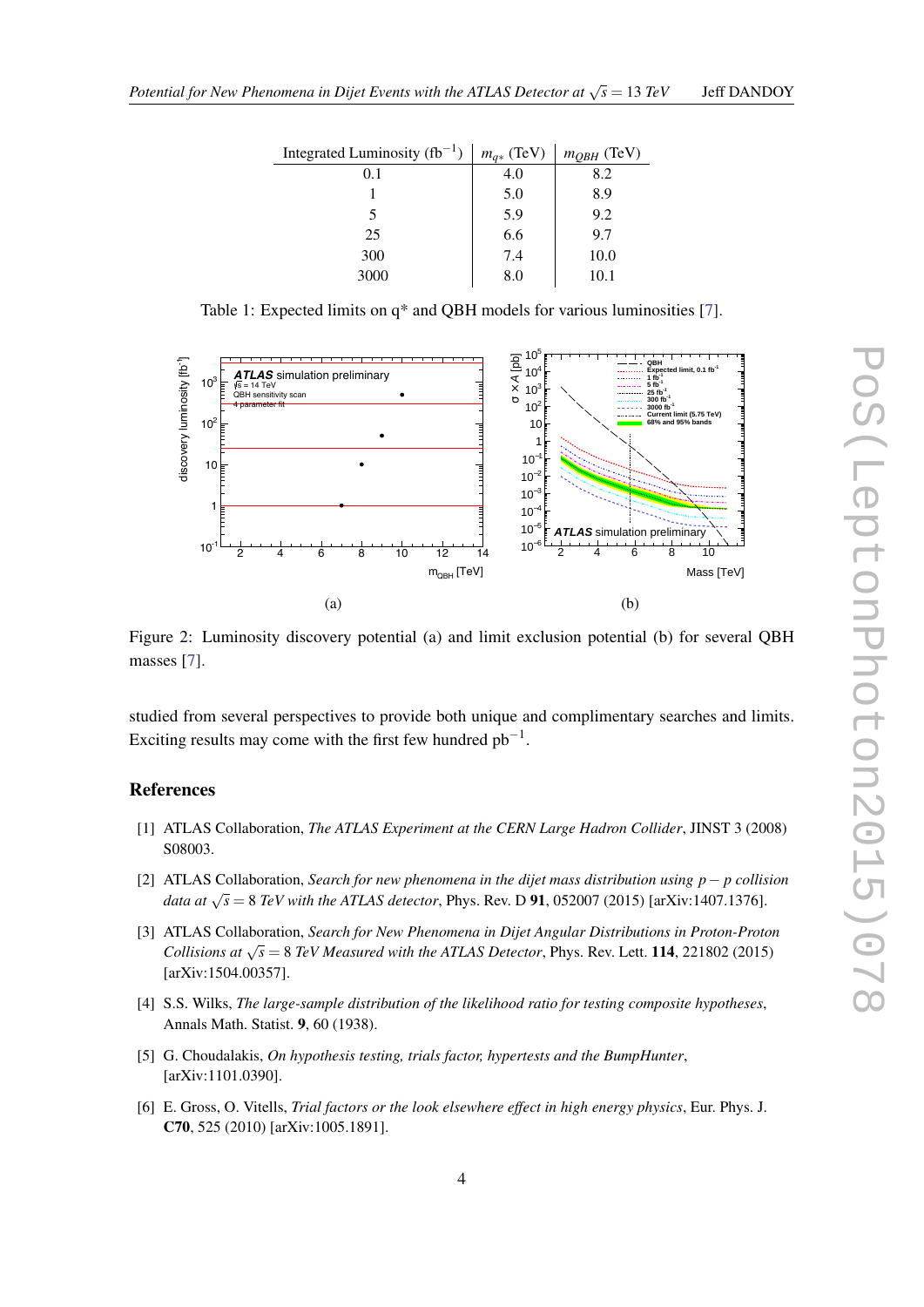| Integrated Luminosity ($fb^{-1}$) | $m_{q*}$ (TeV) | $m_{QBH}$ (TeV) |
|---|---|---|
| 0.1 | 4.0 | 8.2 |
| 1 | 5.0 | 8.9 |
| 5 | 5.9 | 9.2 |
| 25 | 6.6 | 9.7 |
| 300 | 7.4 | 10.0 |
| 3000 | 8.0 | 10.1 |

Table 1: Expected limits on q* and QBH models for various luminosities [7].

(a)

(b)

Figure 2: Luminosity discovery potential (a) and limit exclusion potential (b) for several QBH masses [7].

studied from several perspectives to provide both unique and complimentary searches and limits. Exciting results may come with the first few hundred $pb^{-1}$.

## References

[1] ATLAS Collaboration, *The ATLAS Experiment at the CERN Large Hadron Collider*, JINST 3 (2008) S08003.

[2] ATLAS Collaboration, *Search for new phenomena in the dijet mass distribution using p − p collision data at* $\sqrt{s} = 8$ *TeV with the ATLAS detector*, Phys. Rev. D **91**, 052007 (2015) [arXiv:1407.1376].

[3] ATLAS Collaboration, *Search for New Phenomena in Dijet Angular Distributions in Proton-Proton Collisions at* $\sqrt{s} = 8$ *TeV Measured with the ATLAS Detector*, Phys. Rev. Lett. **114**, 221802 (2015) [arXiv:1504.00357].

[4] S.S. Wilks, *The large-sample distribution of the likelihood ratio for testing composite hypotheses*, Annals Math. Statist. **9**, 60 (1938).

[5] G. Choudalakis, *On hypothesis testing, trials factor, hypertests and the BumpHunter*, [arXiv:1101.0390].

[6] E. Gross, O. Vitells, *Trial factors or the look elsewhere effect in high energy physics*, Eur. Phys. J. **C70**, 525 (2010) [arXiv:1005.1891].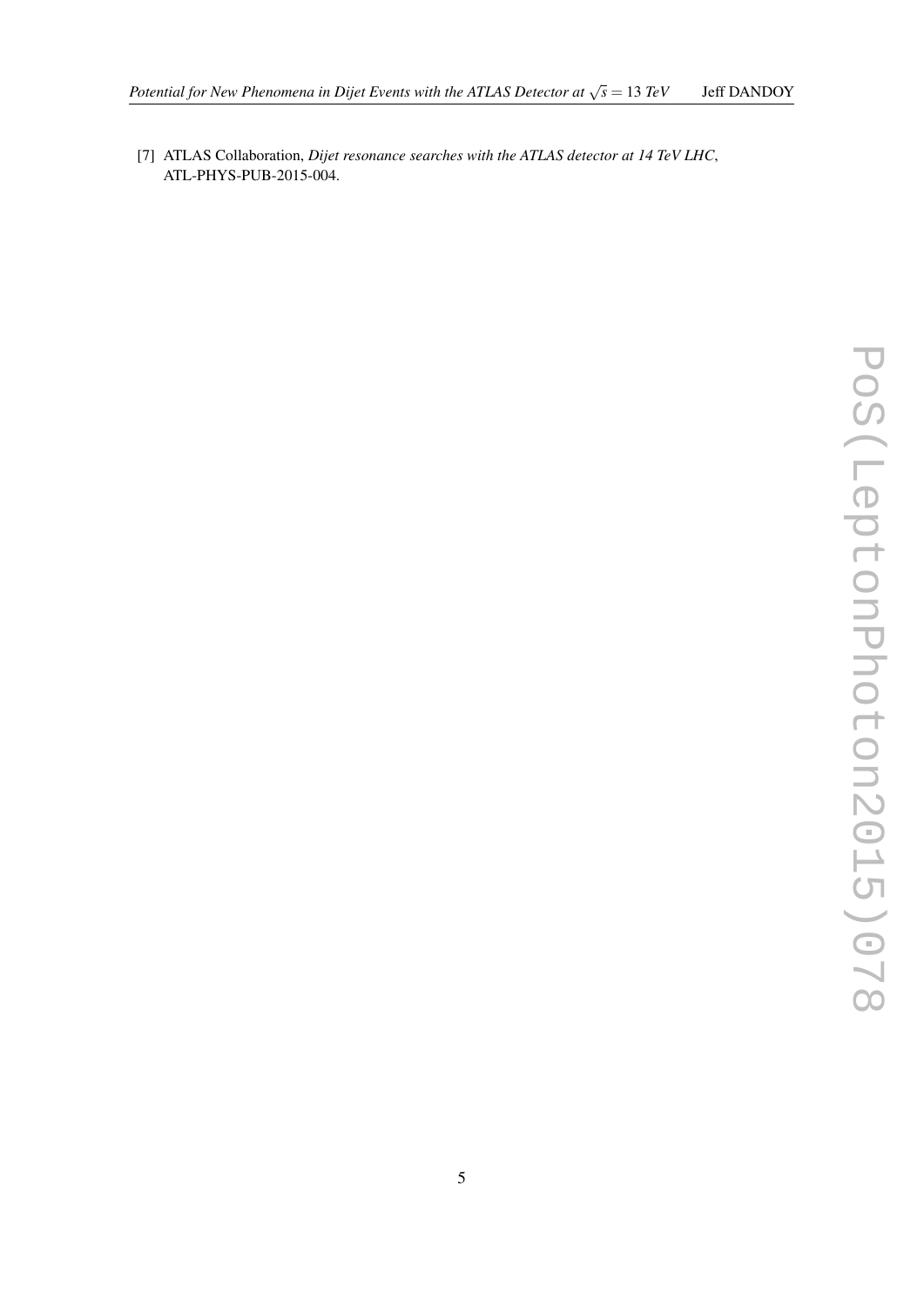[7] ATLAS Collaboration, *Dijet resonance searches with the ATLAS detector at 14 TeV LHC*, ATL-PHYS-PUB-2015-004.